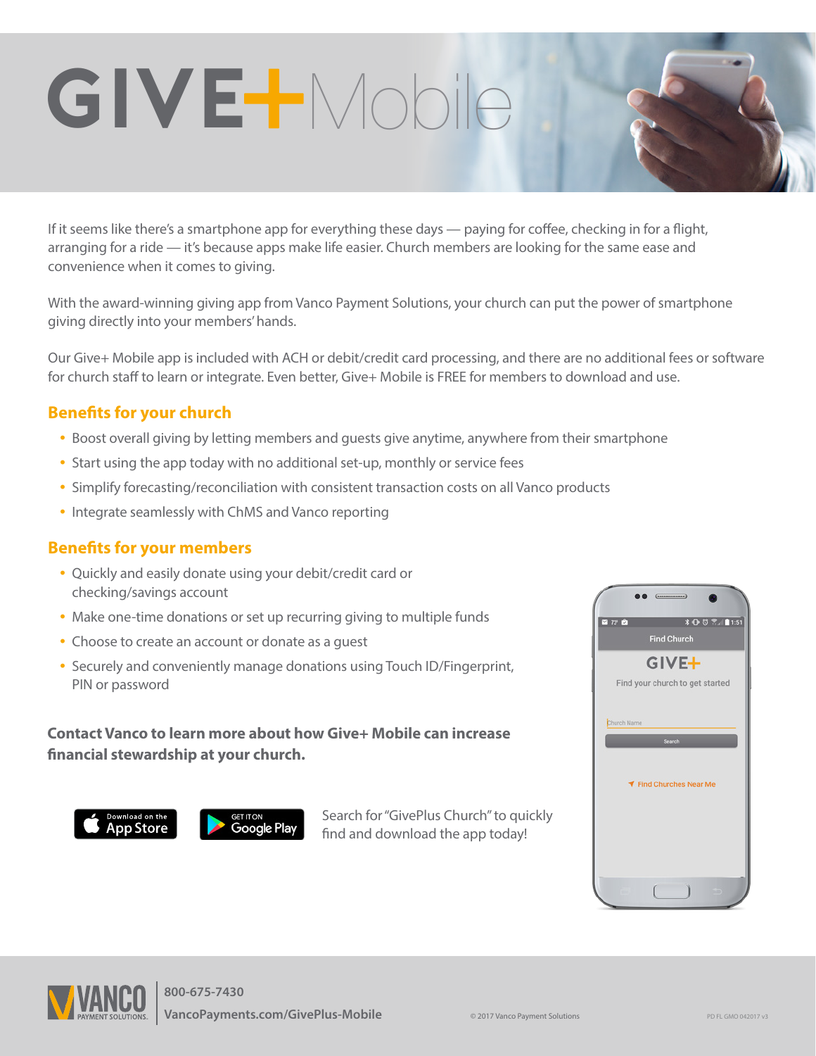# GIVE+Mobile

If it seems like there's a smartphone app for everything these days — paying for coffee, checking in for a flight, arranging for a ride — it's because apps make life easier. Church members are looking for the same ease and convenience when it comes to giving.

With the award-winning giving app from Vanco Payment Solutions, your church can put the power of smartphone giving directly into your members' hands.

Our Give+ Mobile app is included with ACH or debit/credit card processing, and there are no additional fees or software for church staff to learn or integrate. Even better, Give+ Mobile is FREE for members to download and use.

## Benefits for your church

- Boost overall giving by letting members and guests give anytime, anywhere from their smartphone
- Start using the app today with no additional set-up, monthly or service fees
- Simplify forecasting/reconciliation with consistent transaction costs on all Vanco products
- Integrate seamlessly with ChMS and Vanco reporting

## Benefits for your members

- Quickly and easily donate using your debit/credit card or checking/savings account
- Make one-time donations or set up recurring giving to multiple funds
- Choose to create an account or donate as a guest
- Securely and conveniently manage donations using Touch ID/Fingerprint, PIN or password

**Contact Vanco to learn more about how Give+ Mobile can increase financial stewardship at your church.**

Download on the App Store | GET IT ON Google Play

Search for "GivePlus Church" to quickly find and download the app today!

Find Church

GIVE+

Find your church to get started

Church Name

Search

Find Churches Near Me

VANCO PAYMENT SOLUTIONS

**800-675-7430**

**VancoPayments.com/GivePlus-Mobile**

© 2017 Vanco Payment Solutions

PD FL GMO 042017 v3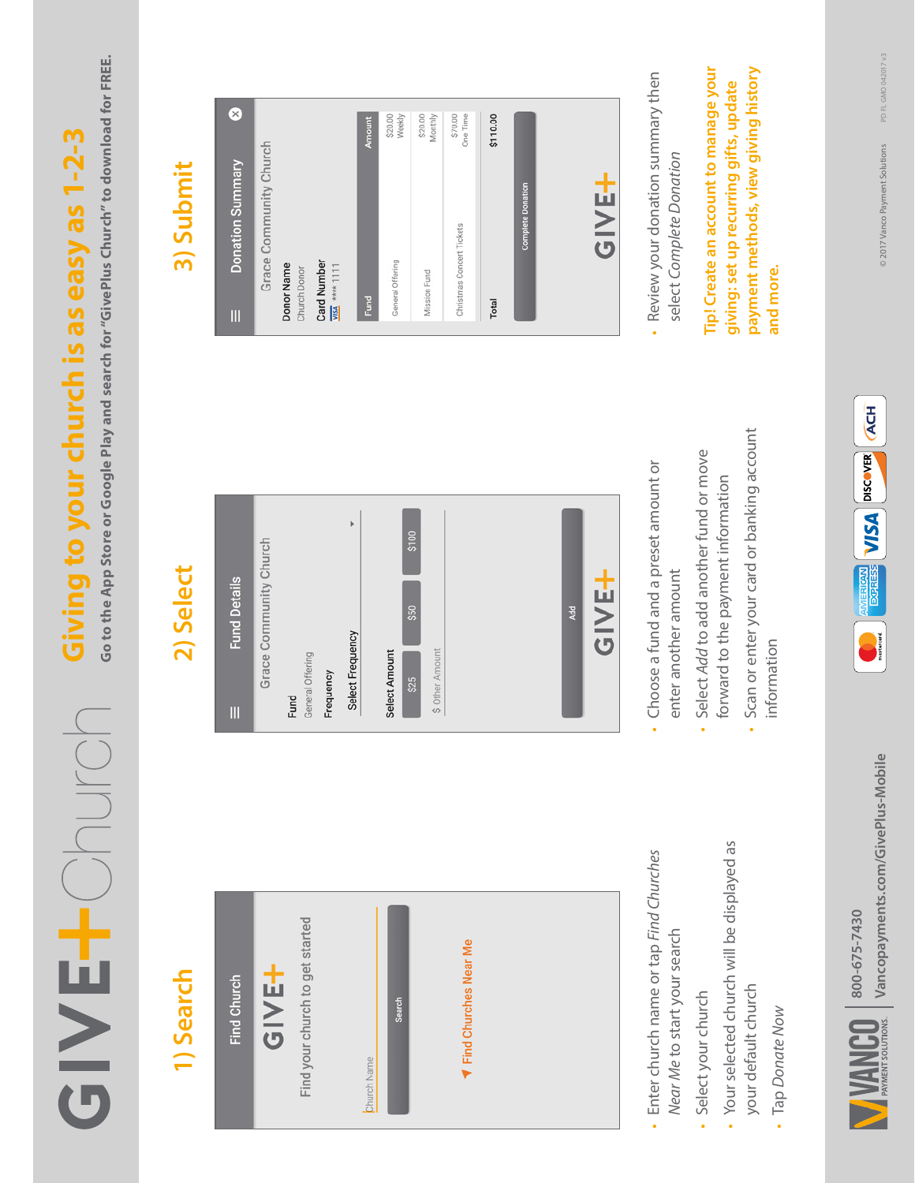# GIVE+Church

## Giving to your church is as easy as 1-2-3

**Go to the App Store or Google Play and search for "GivePlus Church" to download for FREE.**

## 1) Search

Find Church

GIVE+

Find your church to get started

Church Name

Search

Find Churches Near Me

- Enter church name or tap *Find Churches Near Me* to start your search
- Select your church
- Your selected church will be displayed as your default church
- Tap *Donate Now*

## 2) Select

Fund Details

Grace Community Church

Fund
General Offering

Frequency
Select Frequency

Select Amount
$25 $50 $100

$ Other Amount

Add

GIVE+

- Choose a fund and a preset amount or enter another amount
- Select *Add* to add another fund or move forward to the payment information
- Scan or enter your card or banking account information

## 3) Submit

Donation Summary

Grace Community Church

Donor Name
Church Donor

Card Number
**** 1111

| Fund | Amount |
|---|---|
| General Offering | $20.00 Weekly |
| Mission Fund | $20.00 Monthly |
| Christmas Concert Tickets | $70.00 One Time |
| Total | $110.00 |

Complete Donation

GIVE+

- Review your donation summary then select *Complete Donation*

**Tip! Create an account to manage your giving: set up recurring gifts, update payment methods, view giving history and more.**

VANCO PAYMENT SOLUTIONS | 800-675-7430 | Vancopayments.com/GivePlus-Mobile

© 2017 Vanco Payment Solutions

PD FL CMO 042017 v3